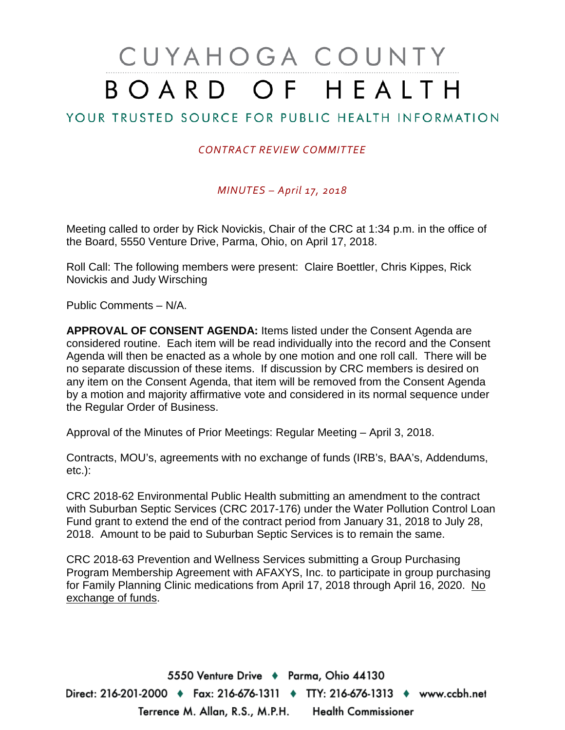# CUYAHOGA COUNTY BOARD OF HEALTH

## YOUR TRUSTED SOURCE FOR PUBLIC HEALTH INFORMATION

*CONTRACT REVIEW COMMITTEE*

*MINUTES – April 17, 2018*

Meeting called to order by Rick Novickis, Chair of the CRC at 1:34 p.m. in the office of the Board, 5550 Venture Drive, Parma, Ohio, on April 17, 2018.

Roll Call: The following members were present: Claire Boettler, Chris Kippes, Rick Novickis and Judy Wirsching

Public Comments – N/A.

**APPROVAL OF CONSENT AGENDA:** Items listed under the Consent Agenda are considered routine. Each item will be read individually into the record and the Consent Agenda will then be enacted as a whole by one motion and one roll call. There will be no separate discussion of these items. If discussion by CRC members is desired on any item on the Consent Agenda, that item will be removed from the Consent Agenda by a motion and majority affirmative vote and considered in its normal sequence under the Regular Order of Business.

Approval of the Minutes of Prior Meetings: Regular Meeting – April 3, 2018.

Contracts, MOU's, agreements with no exchange of funds (IRB's, BAA's, Addendums, etc.):

CRC 2018-62 Environmental Public Health submitting an amendment to the contract with Suburban Septic Services (CRC 2017-176) under the Water Pollution Control Loan Fund grant to extend the end of the contract period from January 31, 2018 to July 28, 2018. Amount to be paid to Suburban Septic Services is to remain the same.

CRC 2018-63 Prevention and Wellness Services submitting a Group Purchasing Program Membership Agreement with AFAXYS, Inc. to participate in group purchasing for Family Planning Clinic medications from April 17, 2018 through April 16, 2020. No exchange of funds.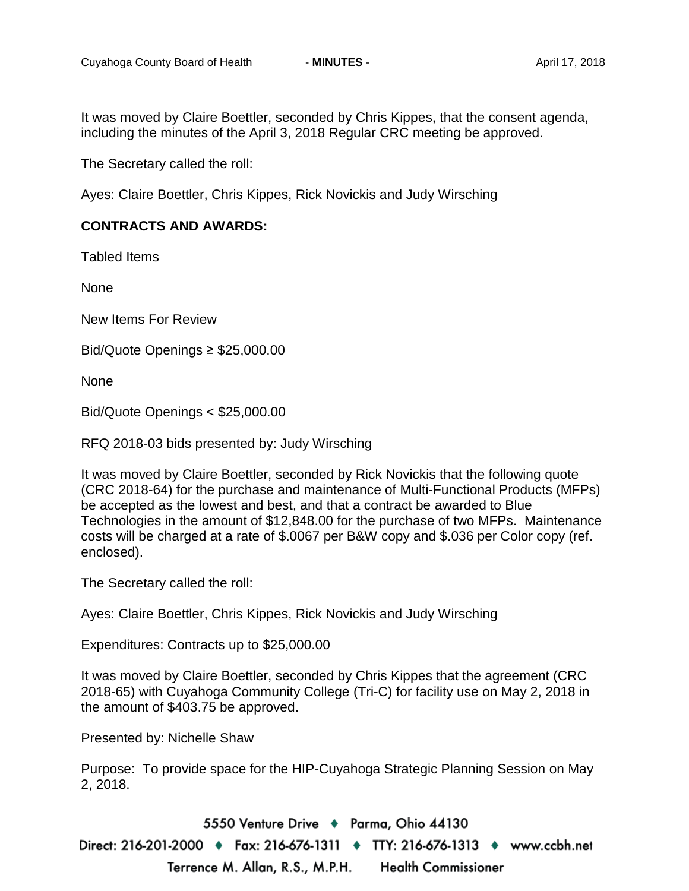It was moved by Claire Boettler, seconded by Chris Kippes, that the consent agenda, including the minutes of the April 3, 2018 Regular CRC meeting be approved.

The Secretary called the roll:

Ayes: Claire Boettler, Chris Kippes, Rick Novickis and Judy Wirsching

**CONTRACTS AND AWARDS:**

Tabled Items

None

New Items For Review

Bid/Quote Openings ≥ $25,000.00

None

Bid/Quote Openings < $25,000.00

RFQ 2018-03 bids presented by: Judy Wirsching

It was moved by Claire Boettler, seconded by Rick Novickis that the following quote (CRC 2018-64) for the purchase and maintenance of Multi-Functional Products (MFPs) be accepted as the lowest and best, and that a contract be awarded to Blue Technologies in the amount of $12,848.00 for the purchase of two MFPs. Maintenance costs will be charged at a rate of $.0067 per B&W copy and $.036 per Color copy (ref. enclosed).

The Secretary called the roll:

Ayes: Claire Boettler, Chris Kippes, Rick Novickis and Judy Wirsching

Expenditures: Contracts up to $25,000.00

It was moved by Claire Boettler, seconded by Chris Kippes that the agreement (CRC 2018-65) with Cuyahoga Community College (Tri-C) for facility use on May 2, 2018 in the amount of $403.75 be approved.

Presented by: Nichelle Shaw

Purpose: To provide space for the HIP-Cuyahoga Strategic Planning Session on May 2, 2018.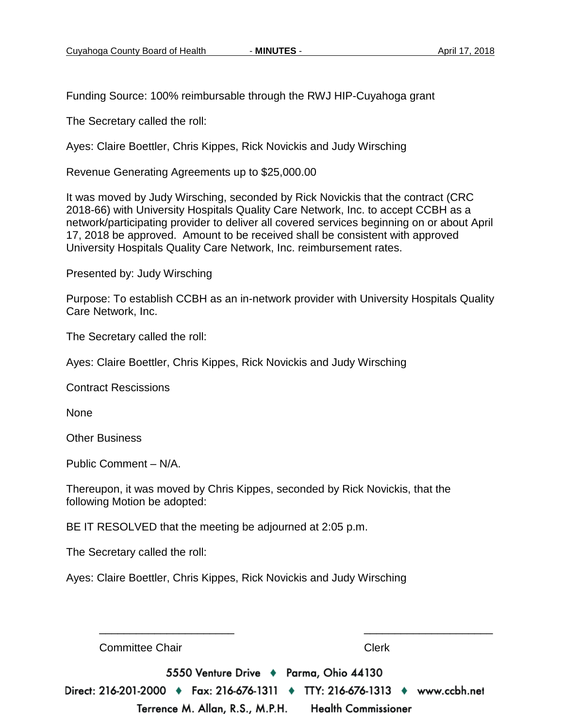Funding Source: 100% reimbursable through the RWJ HIP-Cuyahoga grant

The Secretary called the roll:

Ayes: Claire Boettler, Chris Kippes, Rick Novickis and Judy Wirsching

Revenue Generating Agreements up to $25,000.00

It was moved by Judy Wirsching, seconded by Rick Novickis that the contract (CRC 2018-66) with University Hospitals Quality Care Network, Inc. to accept CCBH as a network/participating provider to deliver all covered services beginning on or about April 17, 2018 be approved. Amount to be received shall be consistent with approved University Hospitals Quality Care Network, Inc. reimbursement rates.

Presented by: Judy Wirsching

Purpose: To establish CCBH as an in-network provider with University Hospitals Quality Care Network, Inc.

The Secretary called the roll:

Ayes: Claire Boettler, Chris Kippes, Rick Novickis and Judy Wirsching

Contract Rescissions

None

Other Business

Public Comment – N/A.

Thereupon, it was moved by Chris Kippes, seconded by Rick Novickis, that the following Motion be adopted:

BE IT RESOLVED that the meeting be adjourned at 2:05 p.m.

The Secretary called the roll:

Ayes: Claire Boettler, Chris Kippes, Rick Novickis and Judy Wirsching

______________________ ______________________

Committee Chair Clerk

5550 Venture Drive ♦ Parma, Ohio 44130

Direct: 216-201-2000 ♦ Fax: 216-676-1311 ♦ TTY: 216-676-1313 ♦ www.ccbh.net

Terrence M. Allan, R.S., M.P.H. Health Commissioner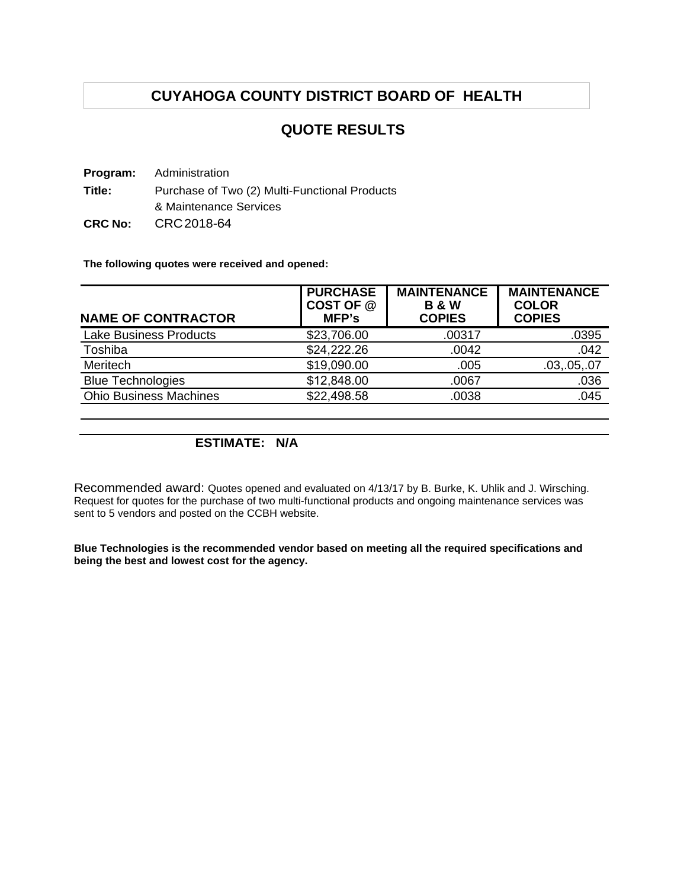## CUYAHOGA COUNTY DISTRICT BOARD OF HEALTH

## QUOTE RESULTS

**Program:** Administration

**Title:** Purchase of Two (2) Multi-Functional Products & Maintenance Services

**CRC No:** CRC 2018-64

**The following quotes were received and opened:**

| NAME OF CONTRACTOR | PURCHASE COST OF @ MFP's | MAINTENANCE B & W COPIES | MAINTENANCE COLOR COPIES |
|---|---|---|---|
| Lake Business Products | $23,706.00 | .00317 | .0395 |
| Toshiba | $24,222.26 | .0042 | .042 |
| Meritech | $19,090.00 | .005 | .03,.05,.07 |
| Blue Technologies | $12,848.00 | .0067 | .036 |
| Ohio Business Machines | $22,498.58 | .0038 | .045 |

**ESTIMATE: N/A**

Recommended award: Quotes opened and evaluated on 4/13/17 by B. Burke, K. Uhlik and J. Wirsching. Request for quotes for the purchase of two multi-functional products and ongoing maintenance services was sent to 5 vendors and posted on the CCBH website.

**Blue Technologies is the recommended vendor based on meeting all the required specifications and being the best and lowest cost for the agency.**